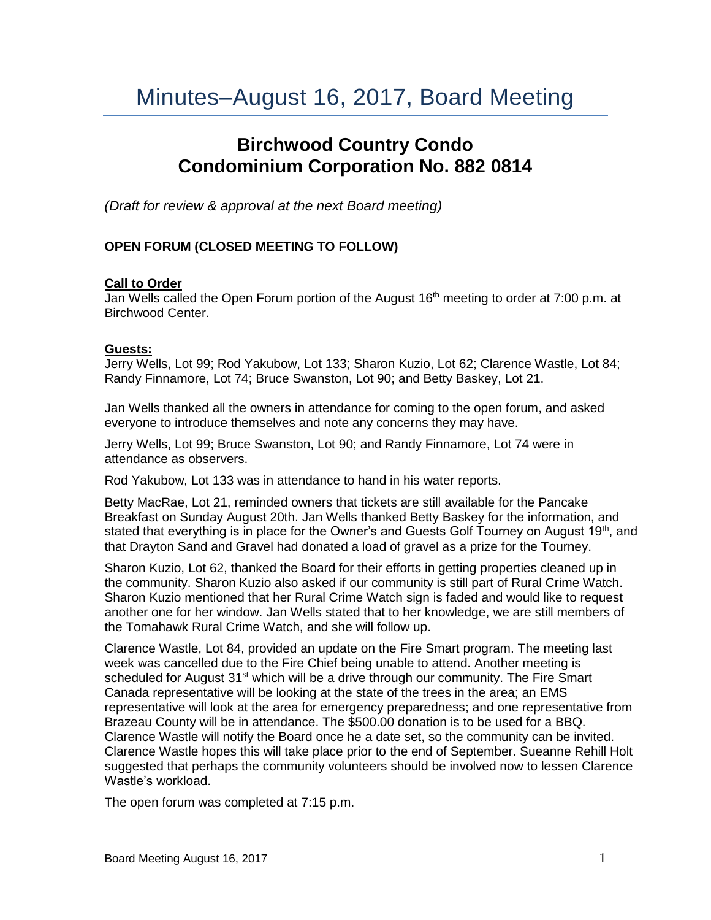# Minutes–August 16, 2017, Board Meeting

## Birchwood Country Condo
## Condominium Corporation No. 882 0814

*(Draft for review & approval at the next Board meeting)*

**OPEN FORUM (CLOSED MEETING TO FOLLOW)**

**Call to Order**

Jan Wells called the Open Forum portion of the August 16th meeting to order at 7:00 p.m. at Birchwood Center.

**Guests:**

Jerry Wells, Lot 99; Rod Yakubow, Lot 133; Sharon Kuzio, Lot 62; Clarence Wastle, Lot 84; Randy Finnamore, Lot 74; Bruce Swanston, Lot 90; and Betty Baskey, Lot 21.

Jan Wells thanked all the owners in attendance for coming to the open forum, and asked everyone to introduce themselves and note any concerns they may have.

Jerry Wells, Lot 99; Bruce Swanston, Lot 90; and Randy Finnamore, Lot 74 were in attendance as observers.

Rod Yakubow, Lot 133 was in attendance to hand in his water reports.

Betty MacRae, Lot 21, reminded owners that tickets are still available for the Pancake Breakfast on Sunday August 20th. Jan Wells thanked Betty Baskey for the information, and stated that everything is in place for the Owner's and Guests Golf Tourney on August 19th, and that Drayton Sand and Gravel had donated a load of gravel as a prize for the Tourney.

Sharon Kuzio, Lot 62, thanked the Board for their efforts in getting properties cleaned up in the community. Sharon Kuzio also asked if our community is still part of Rural Crime Watch. Sharon Kuzio mentioned that her Rural Crime Watch sign is faded and would like to request another one for her window. Jan Wells stated that to her knowledge, we are still members of the Tomahawk Rural Crime Watch, and she will follow up.

Clarence Wastle, Lot 84, provided an update on the Fire Smart program. The meeting last week was cancelled due to the Fire Chief being unable to attend. Another meeting is scheduled for August 31st which will be a drive through our community. The Fire Smart Canada representative will be looking at the state of the trees in the area; an EMS representative will look at the area for emergency preparedness; and one representative from Brazeau County will be in attendance. The $500.00 donation is to be used for a BBQ. Clarence Wastle will notify the Board once he a date set, so the community can be invited. Clarence Wastle hopes this will take place prior to the end of September. Sueanne Rehill Holt suggested that perhaps the community volunteers should be involved now to lessen Clarence Wastle's workload.

The open forum was completed at 7:15 p.m.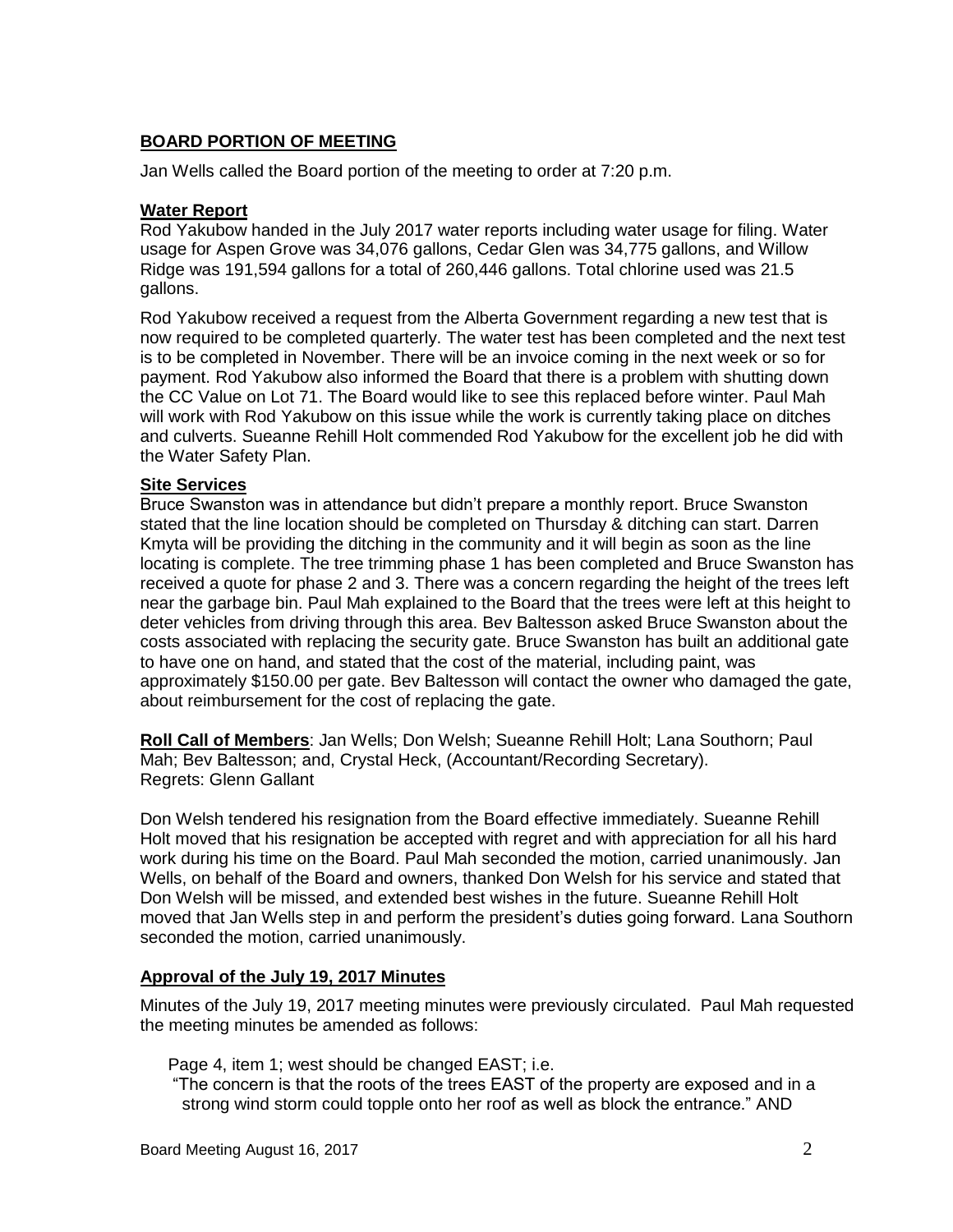## **BOARD PORTION OF MEETING**

Jan Wells called the Board portion of the meeting to order at 7:20 p.m.

### **Water Report**

Rod Yakubow handed in the July 2017 water reports including water usage for filing. Water usage for Aspen Grove was 34,076 gallons, Cedar Glen was 34,775 gallons, and Willow Ridge was 191,594 gallons for a total of 260,446 gallons. Total chlorine used was 21.5 gallons.

Rod Yakubow received a request from the Alberta Government regarding a new test that is now required to be completed quarterly. The water test has been completed and the next test is to be completed in November. There will be an invoice coming in the next week or so for payment. Rod Yakubow also informed the Board that there is a problem with shutting down the CC Value on Lot 71. The Board would like to see this replaced before winter. Paul Mah will work with Rod Yakubow on this issue while the work is currently taking place on ditches and culverts. Sueanne Rehill Holt commended Rod Yakubow for the excellent job he did with the Water Safety Plan.

### **Site Services**

Bruce Swanston was in attendance but didn't prepare a monthly report. Bruce Swanston stated that the line location should be completed on Thursday & ditching can start. Darren Kmyta will be providing the ditching in the community and it will begin as soon as the line locating is complete. The tree trimming phase 1 has been completed and Bruce Swanston has received a quote for phase 2 and 3. There was a concern regarding the height of the trees left near the garbage bin. Paul Mah explained to the Board that the trees were left at this height to deter vehicles from driving through this area. Bev Baltesson asked Bruce Swanston about the costs associated with replacing the security gate. Bruce Swanston has built an additional gate to have one on hand, and stated that the cost of the material, including paint, was approximately $150.00 per gate. Bev Baltesson will contact the owner who damaged the gate, about reimbursement for the cost of replacing the gate.

**Roll Call of Members**: Jan Wells; Don Welsh; Sueanne Rehill Holt; Lana Southorn; Paul Mah; Bev Baltesson; and, Crystal Heck, (Accountant/Recording Secretary).
Regrets: Glenn Gallant

Don Welsh tendered his resignation from the Board effective immediately. Sueanne Rehill Holt moved that his resignation be accepted with regret and with appreciation for all his hard work during his time on the Board. Paul Mah seconded the motion, carried unanimously. Jan Wells, on behalf of the Board and owners, thanked Don Welsh for his service and stated that Don Welsh will be missed, and extended best wishes in the future. Sueanne Rehill Holt moved that Jan Wells step in and perform the president's duties going forward. Lana Southorn seconded the motion, carried unanimously.

### **Approval of the July 19, 2017 Minutes**

Minutes of the July 19, 2017 meeting minutes were previously circulated. Paul Mah requested the meeting minutes be amended as follows:

Page 4, item 1; west should be changed EAST; i.e.
"The concern is that the roots of the trees EAST of the property are exposed and in a strong wind storm could topple onto her roof as well as block the entrance." AND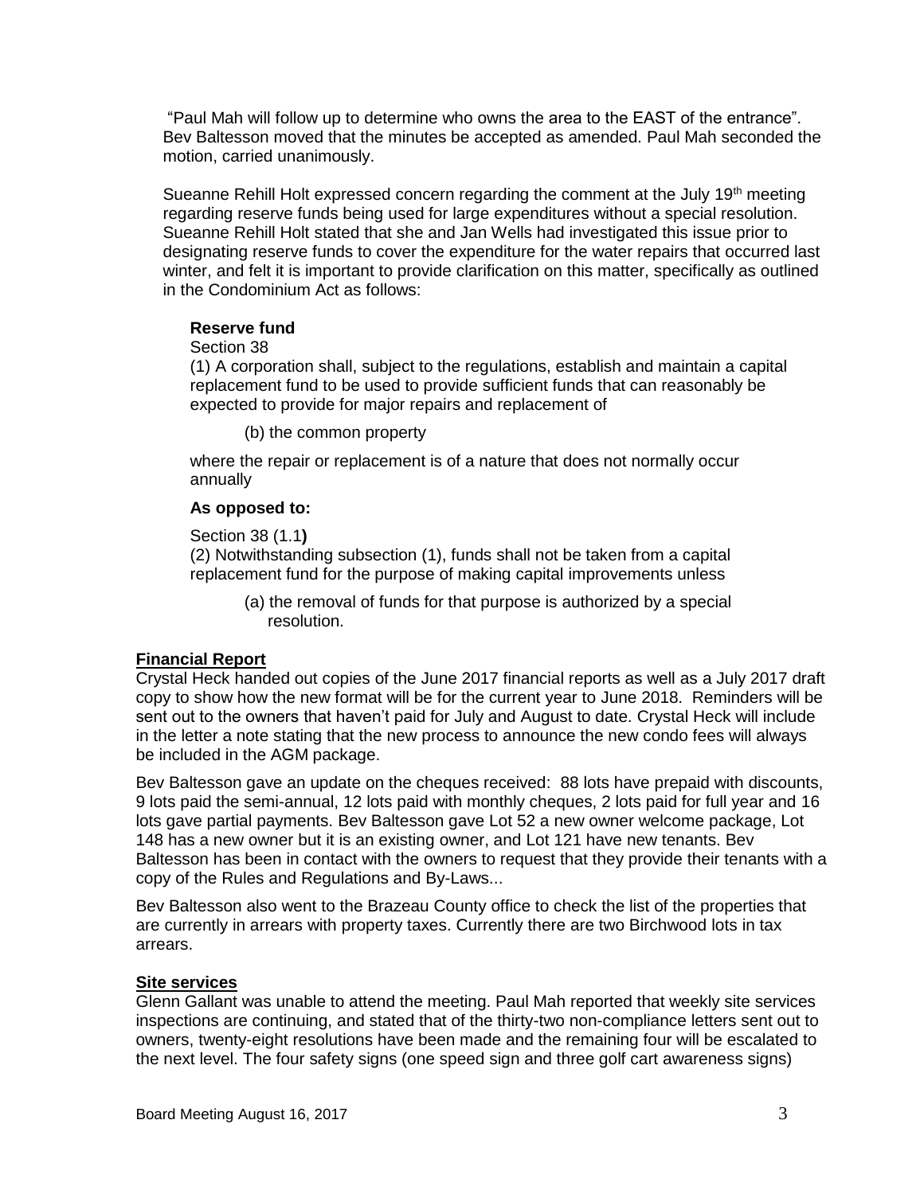"Paul Mah will follow up to determine who owns the area to the EAST of the entrance". Bev Baltesson moved that the minutes be accepted as amended. Paul Mah seconded the motion, carried unanimously.

Sueanne Rehill Holt expressed concern regarding the comment at the July 19th meeting regarding reserve funds being used for large expenditures without a special resolution. Sueanne Rehill Holt stated that she and Jan Wells had investigated this issue prior to designating reserve funds to cover the expenditure for the water repairs that occurred last winter, and felt it is important to provide clarification on this matter, specifically as outlined in the Condominium Act as follows:

> **Reserve fund**
>
> Section 38
>
> (1) A corporation shall, subject to the regulations, establish and maintain a capital replacement fund to be used to provide sufficient funds that can reasonably be expected to provide for major repairs and replacement of
>
> (b) the common property
>
> where the repair or replacement is of a nature that does not normally occur annually
>
> **As opposed to:**
>
> Section 38 (1.1**)**
>
> (2) Notwithstanding subsection (1), funds shall not be taken from a capital replacement fund for the purpose of making capital improvements unless
>
> (a) the removal of funds for that purpose is authorized by a special resolution.

**Financial Report**

Crystal Heck handed out copies of the June 2017 financial reports as well as a July 2017 draft copy to show how the new format will be for the current year to June 2018. Reminders will be sent out to the owners that haven't paid for July and August to date. Crystal Heck will include in the letter a note stating that the new process to announce the new condo fees will always be included in the AGM package.

Bev Baltesson gave an update on the cheques received: 88 lots have prepaid with discounts, 9 lots paid the semi-annual, 12 lots paid with monthly cheques, 2 lots paid for full year and 16 lots gave partial payments. Bev Baltesson gave Lot 52 a new owner welcome package, Lot 148 has a new owner but it is an existing owner, and Lot 121 have new tenants. Bev Baltesson has been in contact with the owners to request that they provide their tenants with a copy of the Rules and Regulations and By-Laws...

Bev Baltesson also went to the Brazeau County office to check the list of the properties that are currently in arrears with property taxes. Currently there are two Birchwood lots in tax arrears.

**Site services**

Glenn Gallant was unable to attend the meeting. Paul Mah reported that weekly site services inspections are continuing, and stated that of the thirty-two non-compliance letters sent out to owners, twenty-eight resolutions have been made and the remaining four will be escalated to the next level. The four safety signs (one speed sign and three golf cart awareness signs)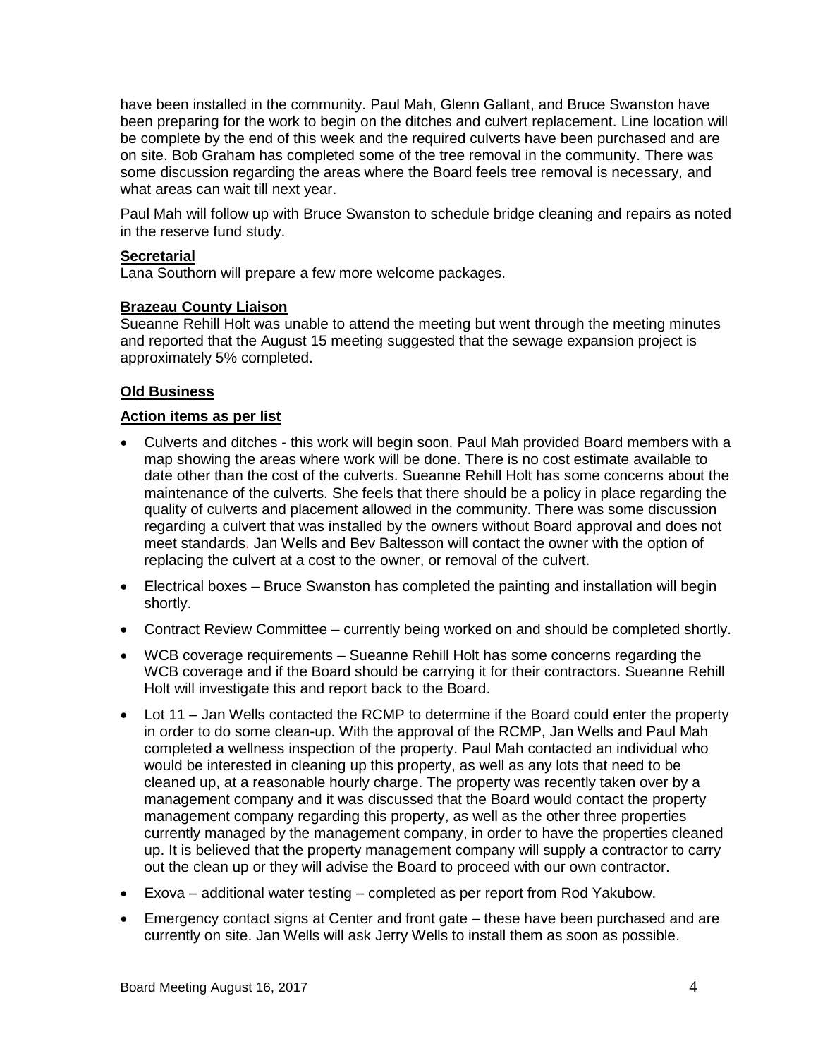have been installed in the community. Paul Mah, Glenn Gallant, and Bruce Swanston have been preparing for the work to begin on the ditches and culvert replacement. Line location will be complete by the end of this week and the required culverts have been purchased and are on site. Bob Graham has completed some of the tree removal in the community. There was some discussion regarding the areas where the Board feels tree removal is necessary, and what areas can wait till next year.

Paul Mah will follow up with Bruce Swanston to schedule bridge cleaning and repairs as noted in the reserve fund study.

**Secretarial**

Lana Southorn will prepare a few more welcome packages.

**Brazeau County Liaison**

Sueanne Rehill Holt was unable to attend the meeting but went through the meeting minutes and reported that the August 15 meeting suggested that the sewage expansion project is approximately 5% completed.

**Old Business**

**Action items as per list**

- Culverts and ditches - this work will begin soon. Paul Mah provided Board members with a map showing the areas where work will be done. There is no cost estimate available to date other than the cost of the culverts. Sueanne Rehill Holt has some concerns about the maintenance of the culverts. She feels that there should be a policy in place regarding the quality of culverts and placement allowed in the community. There was some discussion regarding a culvert that was installed by the owners without Board approval and does not meet standards. Jan Wells and Bev Baltesson will contact the owner with the option of replacing the culvert at a cost to the owner, or removal of the culvert.
- Electrical boxes – Bruce Swanston has completed the painting and installation will begin shortly.
- Contract Review Committee – currently being worked on and should be completed shortly.
- WCB coverage requirements – Sueanne Rehill Holt has some concerns regarding the WCB coverage and if the Board should be carrying it for their contractors. Sueanne Rehill Holt will investigate this and report back to the Board.
- Lot 11 – Jan Wells contacted the RCMP to determine if the Board could enter the property in order to do some clean-up. With the approval of the RCMP, Jan Wells and Paul Mah completed a wellness inspection of the property. Paul Mah contacted an individual who would be interested in cleaning up this property, as well as any lots that need to be cleaned up, at a reasonable hourly charge. The property was recently taken over by a management company and it was discussed that the Board would contact the property management company regarding this property, as well as the other three properties currently managed by the management company, in order to have the properties cleaned up. It is believed that the property management company will supply a contractor to carry out the clean up or they will advise the Board to proceed with our own contractor.
- Exova – additional water testing – completed as per report from Rod Yakubow.
- Emergency contact signs at Center and front gate – these have been purchased and are currently on site. Jan Wells will ask Jerry Wells to install them as soon as possible.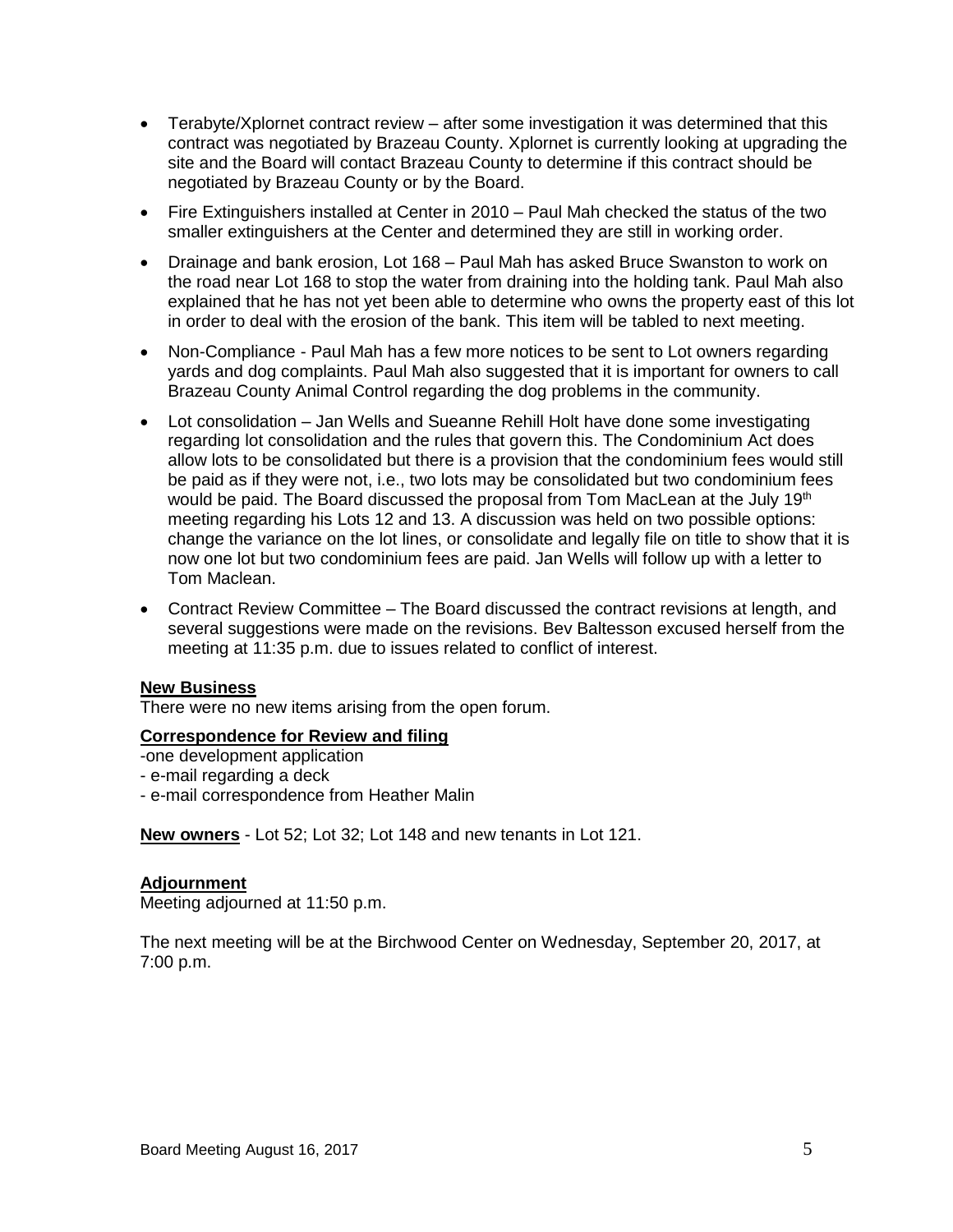- Terabyte/Xplornet contract review – after some investigation it was determined that this contract was negotiated by Brazeau County. Xplornet is currently looking at upgrading the site and the Board will contact Brazeau County to determine if this contract should be negotiated by Brazeau County or by the Board.
- Fire Extinguishers installed at Center in 2010 – Paul Mah checked the status of the two smaller extinguishers at the Center and determined they are still in working order.
- Drainage and bank erosion, Lot 168 – Paul Mah has asked Bruce Swanston to work on the road near Lot 168 to stop the water from draining into the holding tank. Paul Mah also explained that he has not yet been able to determine who owns the property east of this lot in order to deal with the erosion of the bank. This item will be tabled to next meeting.
- Non-Compliance - Paul Mah has a few more notices to be sent to Lot owners regarding yards and dog complaints. Paul Mah also suggested that it is important for owners to call Brazeau County Animal Control regarding the dog problems in the community.
- Lot consolidation – Jan Wells and Sueanne Rehill Holt have done some investigating regarding lot consolidation and the rules that govern this. The Condominium Act does allow lots to be consolidated but there is a provision that the condominium fees would still be paid as if they were not, i.e., two lots may be consolidated but two condominium fees would be paid. The Board discussed the proposal from Tom MacLean at the July 19th meeting regarding his Lots 12 and 13. A discussion was held on two possible options: change the variance on the lot lines, or consolidate and legally file on title to show that it is now one lot but two condominium fees are paid. Jan Wells will follow up with a letter to Tom Maclean.
- Contract Review Committee – The Board discussed the contract revisions at length, and several suggestions were made on the revisions. Bev Baltesson excused herself from the meeting at 11:35 p.m. due to issues related to conflict of interest.

**New Business**

There were no new items arising from the open forum.

**Correspondence for Review and filing**

-one development application
- e-mail regarding a deck
- e-mail correspondence from Heather Malin

**New owners** - Lot 52; Lot 32; Lot 148 and new tenants in Lot 121.

**Adjournment**

Meeting adjourned at 11:50 p.m.

The next meeting will be at the Birchwood Center on Wednesday, September 20, 2017, at 7:00 p.m.